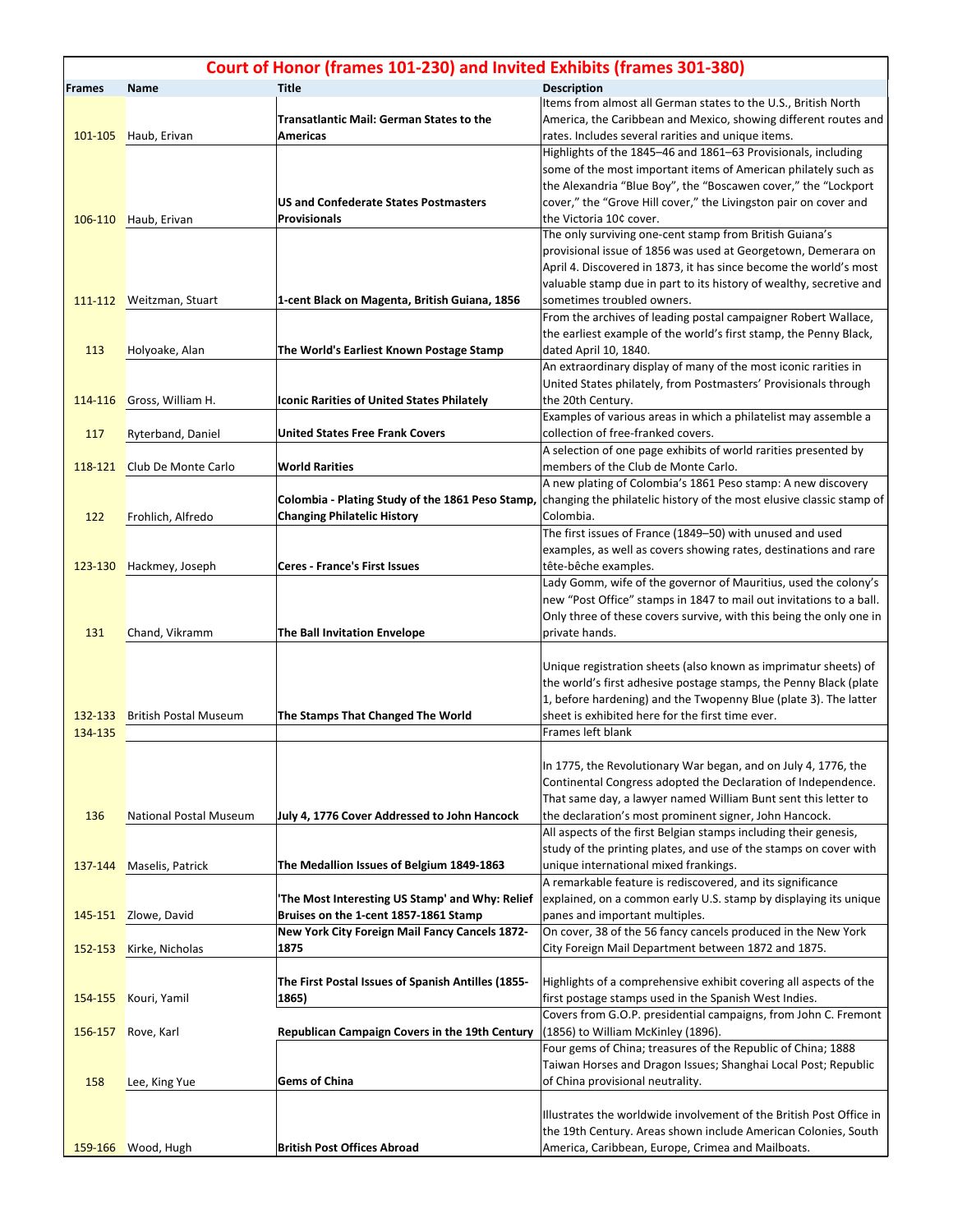# Court of Honor (frames 101-230) and Invited Exhibits (frames 301-380)

| Frames | Name | Title | Description |
|---|---|---|---|
| 101-105 | Haub, Erivan | **Transatlantic Mail: German States to the Americas** | Items from almost all German states to the U.S., British North America, the Caribbean and Mexico, showing different routes and rates. Includes several rarities and unique items. |
| 106-110 | Haub, Erivan | **US and Confederate States Postmasters Provisionals** | Highlights of the 1845–46 and 1861–63 Provisionals, including some of the most important items of American philately such as the Alexandria "Blue Boy", the "Boscawen cover," the "Lockport cover," the "Grove Hill cover," the Livingston pair on cover and the Victoria 10¢ cover. |
| 111-112 | Weitzman, Stuart | **1-cent Black on Magenta, British Guiana, 1856** | The only surviving one-cent stamp from British Guiana's provisional issue of 1856 was used at Georgetown, Demerara on April 4. Discovered in 1873, it has since become the world's most valuable stamp due in part to its history of wealthy, secretive and sometimes troubled owners. |
| 113 | Holyoake, Alan | **The World's Earliest Known Postage Stamp** | From the archives of leading postal campaigner Robert Wallace, the earliest example of the world's first stamp, the Penny Black, dated April 10, 1840. |
| 114-116 | Gross, William H. | **Iconic Rarities of United States Philately** | An extraordinary display of many of the most iconic rarities in United States philately, from Postmasters' Provisionals through the 20th Century. |
| 117 | Ryterband, Daniel | **United States Free Frank Covers** | Examples of various areas in which a philatelist may assemble a collection of free-franked covers. |
| 118-121 | Club De Monte Carlo | **World Rarities** | A selection of one page exhibits of world rarities presented by members of the Club de Monte Carlo. |
| 122 | Frohlich, Alfredo | **Colombia - Plating Study of the 1861 Peso Stamp, Changing Philatelic History** | A new plating of Colombia's 1861 Peso stamp: A new discovery changing the philatelic history of the most elusive classic stamp of Colombia. |
| 123-130 | Hackmey, Joseph | **Ceres - France's First Issues** | The first issues of France (1849–50) with unused and used examples, as well as covers showing rates, destinations and rare tête-bêche examples. |
| 131 | Chand, Vikramm | **The Ball Invitation Envelope** | Lady Gomm, wife of the governor of Mauritius, used the colony's new "Post Office" stamps in 1847 to mail out invitations to a ball. Only three of these covers survive, with this being the only one in private hands. |
| 132-133 | British Postal Museum | **The Stamps That Changed The World** | Unique registration sheets (also known as imprimatur sheets) of the world's first adhesive postage stamps, the Penny Black (plate 1, before hardening) and the Twopenny Blue (plate 3). The latter sheet is exhibited here for the first time ever. |
| 134-135 | | | Frames left blank |
| 136 | National Postal Museum | **July 4, 1776 Cover Addressed to John Hancock** | In 1775, the Revolutionary War began, and on July 4, 1776, the Continental Congress adopted the Declaration of Independence. That same day, a lawyer named William Bunt sent this letter to the declaration's most prominent signer, John Hancock. |
| 137-144 | Maselis, Patrick | **The Medallion Issues of Belgium 1849-1863** | All aspects of the first Belgian stamps including their genesis, study of the printing plates, and use of the stamps on cover with unique international mixed frankings. |
| 145-151 | Zlowe, David | **'The Most Interesting US Stamp' and Why: Relief Bruises on the 1-cent 1857-1861 Stamp** | A remarkable feature is rediscovered, and its significance explained, on a common early U.S. stamp by displaying its unique panes and important multiples. |
| 152-153 | Kirke, Nicholas | **New York City Foreign Mail Fancy Cancels 1872-1875** | On cover, 38 of the 56 fancy cancels produced in the New York City Foreign Mail Department between 1872 and 1875. |
| 154-155 | Kouri, Yamil | **The First Postal Issues of Spanish Antilles (1855-1865)** | Highlights of a comprehensive exhibit covering all aspects of the first postage stamps used in the Spanish West Indies. |
| 156-157 | Rove, Karl | **Republican Campaign Covers in the 19th Century** | Covers from G.O.P. presidential campaigns, from John C. Fremont (1856) to William McKinley (1896). |
| 158 | Lee, King Yue | **Gems of China** | Four gems of China; treasures of the Republic of China; 1888 Taiwan Horses and Dragon Issues; Shanghai Local Post; Republic of China provisional neutrality. |
| 159-166 | Wood, Hugh | **British Post Offices Abroad** | Illustrates the worldwide involvement of the British Post Office in the 19th Century. Areas shown include American Colonies, South America, Caribbean, Europe, Crimea and Mailboats. |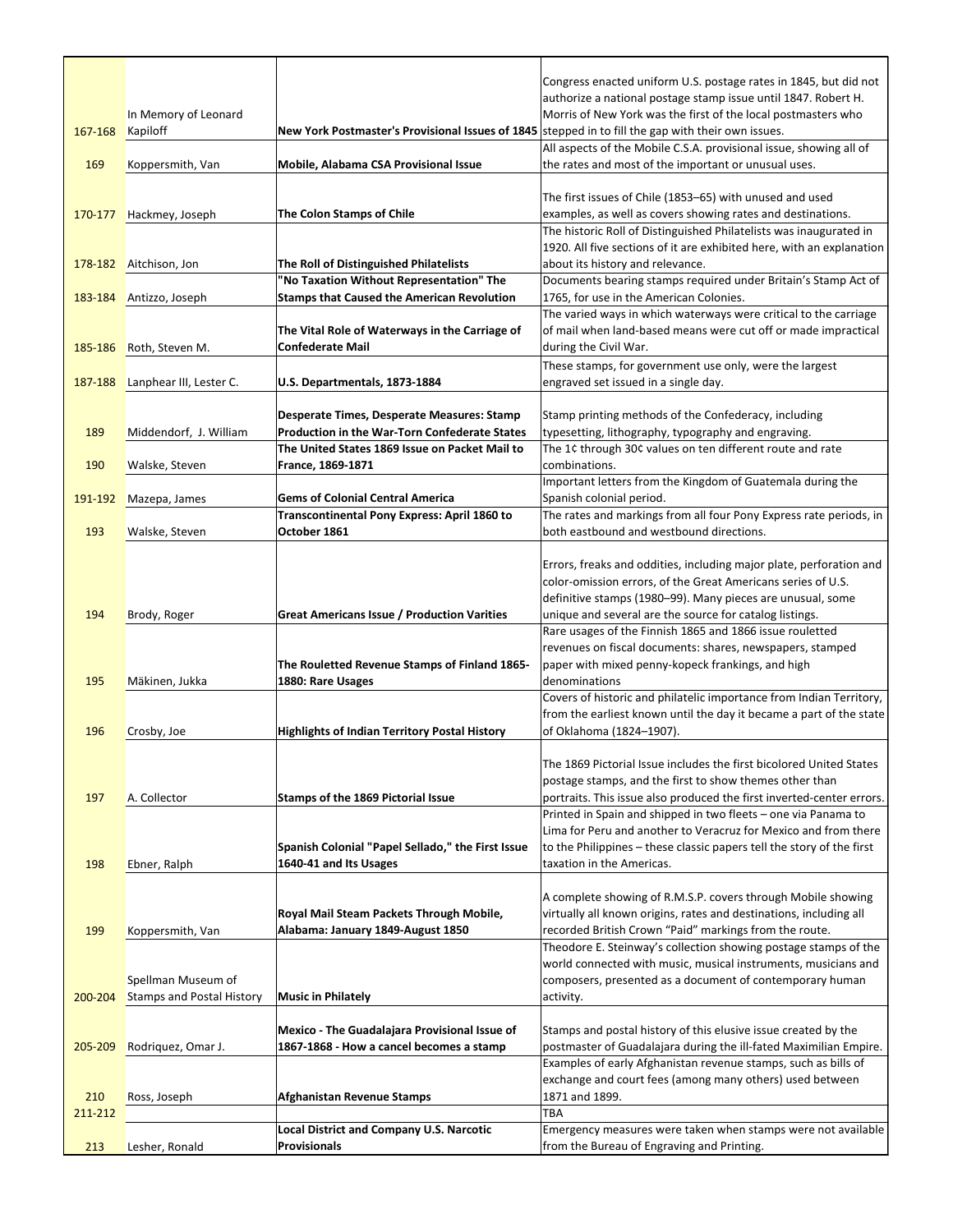| | | | |
|---|---|---|---|
| 167-168 | In Memory of Leonard Kapiloff | **New York Postmaster's Provisional Issues of 1845** | Congress enacted uniform U.S. postage rates in 1845, but did not authorize a national postage stamp issue until 1847. Robert H. Morris of New York was the first of the local postmasters who stepped in to fill the gap with their own issues. |
| 169 | Koppersmith, Van | **Mobile, Alabama CSA Provisional Issue** | All aspects of the Mobile C.S.A. provisional issue, showing all of the rates and most of the important or unusual uses. |
| 170-177 | Hackmey, Joseph | **The Colon Stamps of Chile** | The first issues of Chile (1853–65) with unused and used examples, as well as covers showing rates and destinations. |
| 178-182 | Aitchison, Jon | **The Roll of Distinguished Philatelists** | The historic Roll of Distinguished Philatelists was inaugurated in 1920. All five sections of it are exhibited here, with an explanation about its history and relevance. |
| 183-184 | Antizzo, Joseph | **"No Taxation Without Representation" The Stamps that Caused the American Revolution** | Documents bearing stamps required under Britain's Stamp Act of 1765, for use in the American Colonies. |
| 185-186 | Roth, Steven M. | **The Vital Role of Waterways in the Carriage of Confederate Mail** | The varied ways in which waterways were critical to the carriage of mail when land-based means were cut off or made impractical during the Civil War. |
| 187-188 | Lanphear III, Lester C. | **U.S. Departmentals, 1873-1884** | These stamps, for government use only, were the largest engraved set issued in a single day. |
| 189 | Middendorf, J. William | **Desperate Times, Desperate Measures: Stamp Production in the War-Torn Confederate States** | Stamp printing methods of the Confederacy, including typesetting, lithography, typography and engraving. |
| 190 | Walske, Steven | **The United States 1869 Issue on Packet Mail to France, 1869-1871** | The 1¢ through 30¢ values on ten different route and rate combinations. |
| 191-192 | Mazepa, James | **Gems of Colonial Central America** | Important letters from the Kingdom of Guatemala during the Spanish colonial period. |
| 193 | Walske, Steven | **Transcontinental Pony Express: April 1860 to October 1861** | The rates and markings from all four Pony Express rate periods, in both eastbound and westbound directions. |
| 194 | Brody, Roger | **Great Americans Issue / Production Varities** | Errors, freaks and oddities, including major plate, perforation and color-omission errors, of the Great Americans series of U.S. definitive stamps (1980–99). Many pieces are unusual, some unique and several are the source for catalog listings. |
| 195 | Mäkinen, Jukka | **The Rouletted Revenue Stamps of Finland 1865-1880: Rare Usages** | Rare usages of the Finnish 1865 and 1866 issue rouletted revenues on fiscal documents: shares, newspapers, stamped paper with mixed penny-kopeck frankings, and high denominations |
| 196 | Crosby, Joe | **Highlights of Indian Territory Postal History** | Covers of historic and philatelic importance from Indian Territory, from the earliest known until the day it became a part of the state of Oklahoma (1824–1907). |
| 197 | A. Collector | **Stamps of the 1869 Pictorial Issue** | The 1869 Pictorial Issue includes the first bicolored United States postage stamps, and the first to show themes other than portraits. This issue also produced the first inverted-center errors. |
| 198 | Ebner, Ralph | **Spanish Colonial "Papel Sellado," the First Issue 1640-41 and Its Usages** | Printed in Spain and shipped in two fleets – one via Panama to Lima for Peru and another to Veracruz for Mexico and from there to the Philippines – these classic papers tell the story of the first taxation in the Americas. |
| 199 | Koppersmith, Van | **Royal Mail Steam Packets Through Mobile, Alabama: January 1849-August 1850** | A complete showing of R.M.S.P. covers through Mobile showing virtually all known origins, rates and destinations, including all recorded British Crown "Paid" markings from the route. |
| 200-204 | Spellman Museum of Stamps and Postal History | **Music in Philately** | Theodore E. Steinway's collection showing postage stamps of the world connected with music, musical instruments, musicians and composers, presented as a document of contemporary human activity. |
| 205-209 | Rodriquez, Omar J. | **Mexico - The Guadalajara Provisional Issue of 1867-1868 - How a cancel becomes a stamp** | Stamps and postal history of this elusive issue created by the postmaster of Guadalajara during the ill-fated Maximilian Empire. |
| 210 | Ross, Joseph | **Afghanistan Revenue Stamps** | Examples of early Afghanistan revenue stamps, such as bills of exchange and court fees (among many others) used between 1871 and 1899. |
| 211-212 | | | TBA |
| 213 | Lesher, Ronald | **Local District and Company U.S. Narcotic Provisionals** | Emergency measures were taken when stamps were not available from the Bureau of Engraving and Printing. |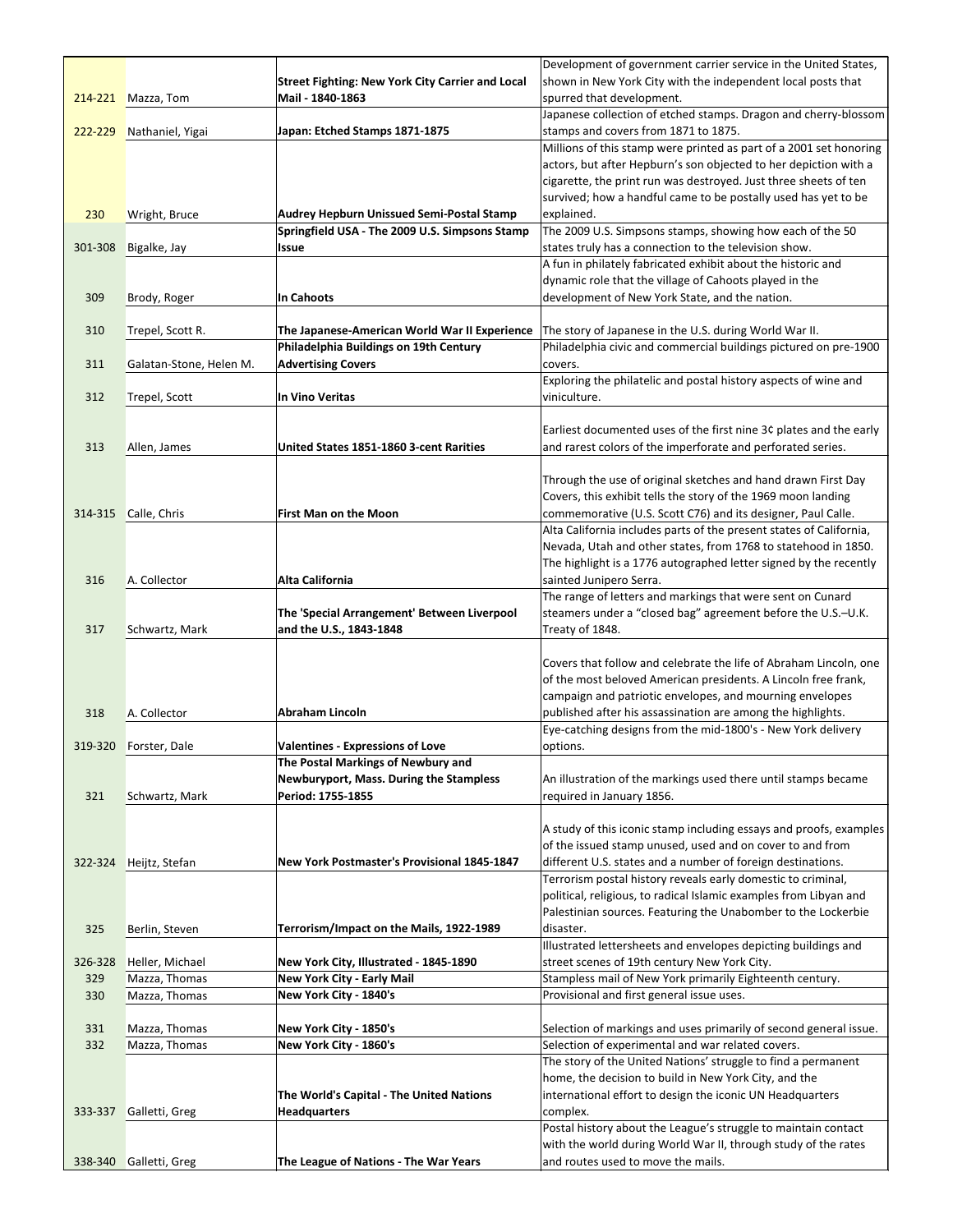| | | | |
|---|---|---|---|
| 214-221 | Mazza, Tom | **Street Fighting: New York City Carrier and Local Mail - 1840-1863** | Development of government carrier service in the United States, shown in New York City with the independent local posts that spurred that development. |
| 222-229 | Nathaniel, Yigai | **Japan: Etched Stamps 1871-1875** | Japanese collection of etched stamps. Dragon and cherry-blossom stamps and covers from 1871 to 1875. |
| 230 | Wright, Bruce | **Audrey Hepburn Unissued Semi-Postal Stamp** | Millions of this stamp were printed as part of a 2001 set honoring actors, but after Hepburn's son objected to her depiction with a cigarette, the print run was destroyed. Just three sheets of ten survived; how a handful came to be postally used has yet to be explained. |
| 301-308 | Bigalke, Jay | **Springfield USA - The 2009 U.S. Simpsons Stamp Issue** | The 2009 U.S. Simpsons stamps, showing how each of the 50 states truly has a connection to the television show. |
| 309 | Brody, Roger | **In Cahoots** | A fun in philately fabricated exhibit about the historic and dynamic role that the village of Cahoots played in the development of New York State, and the nation. |
| 310 | Trepel, Scott R. | **The Japanese-American World War II Experience** | The story of Japanese in the U.S. during World War II. |
| 311 | Galatan-Stone, Helen M. | **Philadelphia Buildings on 19th Century Advertising Covers** | Philadelphia civic and commercial buildings pictured on pre-1900 covers. |
| 312 | Trepel, Scott | **In Vino Veritas** | Exploring the philatelic and postal history aspects of wine and viniculture. |
| 313 | Allen, James | **United States 1851-1860 3-cent Rarities** | Earliest documented uses of the first nine 3¢ plates and the early and rarest colors of the imperforate and perforated series. |
| 314-315 | Calle, Chris | **First Man on the Moon** | Through the use of original sketches and hand drawn First Day Covers, this exhibit tells the story of the 1969 moon landing commemorative (U.S. Scott C76) and its designer, Paul Calle. |
| 316 | A. Collector | **Alta California** | Alta California includes parts of the present states of California, Nevada, Utah and other states, from 1768 to statehood in 1850. The highlight is a 1776 autographed letter signed by the recently sainted Junipero Serra. |
| 317 | Schwartz, Mark | **The 'Special Arrangement' Between Liverpool and the U.S., 1843-1848** | The range of letters and markings that were sent on Cunard steamers under a "closed bag" agreement before the U.S.–U.K. Treaty of 1848. |
| 318 | A. Collector | **Abraham Lincoln** | Covers that follow and celebrate the life of Abraham Lincoln, one of the most beloved American presidents. A Lincoln free frank, campaign and patriotic envelopes, and mourning envelopes published after his assassination are among the highlights. |
| 319-320 | Forster, Dale | **Valentines - Expressions of Love** | Eye-catching designs from the mid-1800's - New York delivery options. |
| 321 | Schwartz, Mark | **The Postal Markings of Newbury and Newburyport, Mass. During the Stampless Period: 1755-1855** | An illustration of the markings used there until stamps became required in January 1856. |
| 322-324 | Heijtz, Stefan | **New York Postmaster's Provisional 1845-1847** | A study of this iconic stamp including essays and proofs, examples of the issued stamp unused, used and on cover to and from different U.S. states and a number of foreign destinations. |
| 325 | Berlin, Steven | **Terrorism/Impact on the Mails, 1922-1989** | Terrorism postal history reveals early domestic to criminal, political, religious, to radical Islamic examples from Libyan and Palestinian sources. Featuring the Unabomber to the Lockerbie disaster. |
| 326-328 | Heller, Michael | **New York City, Illustrated - 1845-1890** | Illustrated lettersheets and envelopes depicting buildings and street scenes of 19th century New York City. |
| 329 | Mazza, Thomas | **New York City - Early Mail** | Stampless mail of New York primarily Eighteenth century. |
| 330 | Mazza, Thomas | **New York City - 1840's** | Provisional and first general issue uses. |
| 331 | Mazza, Thomas | **New York City - 1850's** | Selection of markings and uses primarily of second general issue. |
| 332 | Mazza, Thomas | **New York City - 1860's** | Selection of experimental and war related covers. |
| 333-337 | Galletti, Greg | **The World's Capital - The United Nations Headquarters** | The story of the United Nations' struggle to find a permanent home, the decision to build in New York City, and the international effort to design the iconic UN Headquarters complex. |
| 338-340 | Galletti, Greg | **The League of Nations - The War Years** | Postal history about the League's struggle to maintain contact with the world during World War II, through study of the rates and routes used to move the mails. |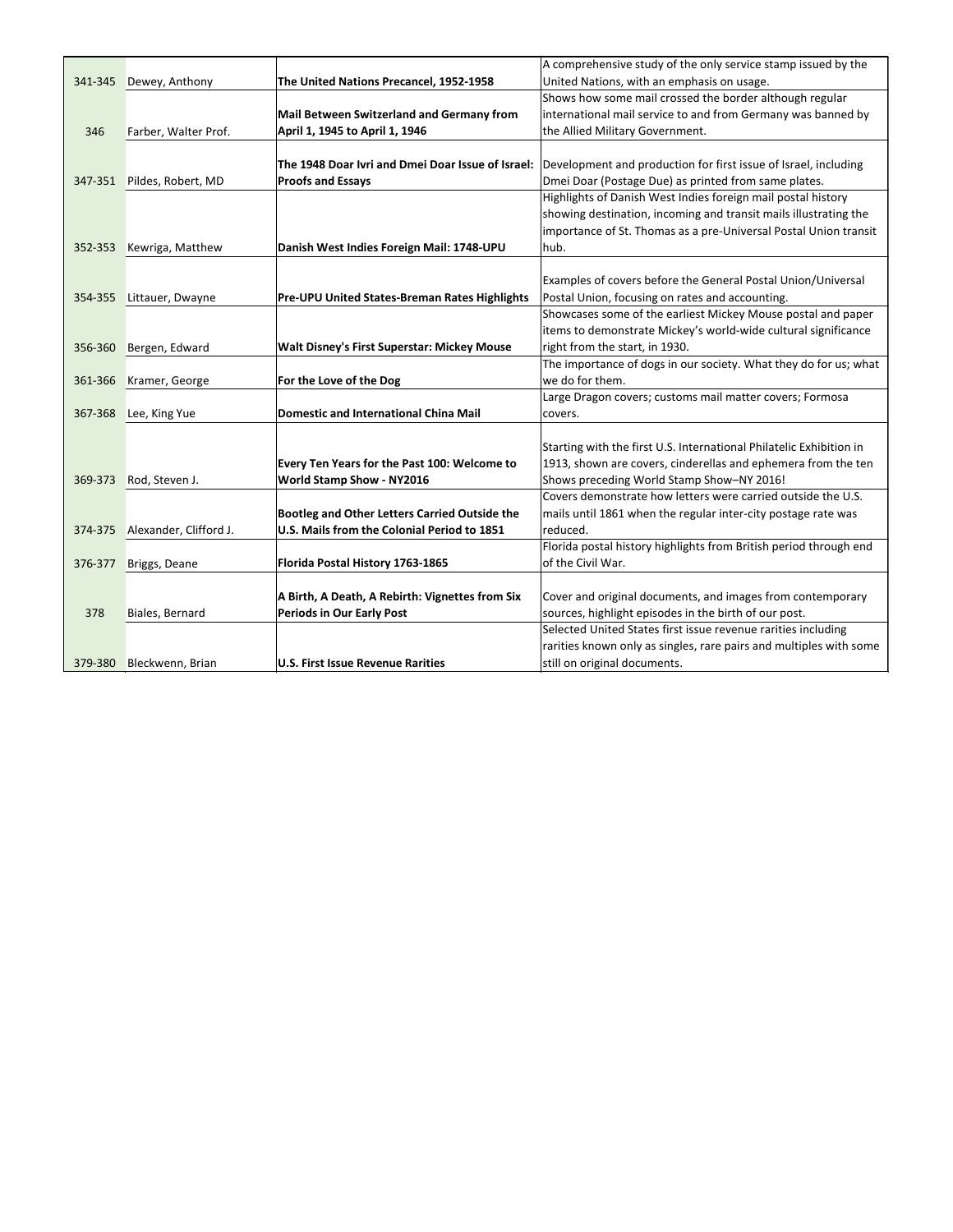| | | | |
|---|---|---|---|
| 341-345 | Dewey, Anthony | **The United Nations Precancel, 1952-1958** | A comprehensive study of the only service stamp issued by the United Nations, with an emphasis on usage. |
| 346 | Farber, Walter Prof. | **Mail Between Switzerland and Germany from April 1, 1945 to April 1, 1946** | Shows how some mail crossed the border although regular international mail service to and from Germany was banned by the Allied Military Government. |
| 347-351 | Pildes, Robert, MD | **The 1948 Doar Ivri and Dmei Doar Issue of Israel: Proofs and Essays** | Development and production for first issue of Israel, including Dmei Doar (Postage Due) as printed from same plates. |
| 352-353 | Kewriga, Matthew | **Danish West Indies Foreign Mail: 1748-UPU** | Highlights of Danish West Indies foreign mail postal history showing destination, incoming and transit mails illustrating the importance of St. Thomas as a pre-Universal Postal Union transit hub. |
| 354-355 | Littauer, Dwayne | **Pre-UPU United States-Breman Rates Highlights** | Examples of covers before the General Postal Union/Universal Postal Union, focusing on rates and accounting. |
| 356-360 | Bergen, Edward | **Walt Disney's First Superstar: Mickey Mouse** | Showcases some of the earliest Mickey Mouse postal and paper items to demonstrate Mickey's world-wide cultural significance right from the start, in 1930. |
| 361-366 | Kramer, George | **For the Love of the Dog** | The importance of dogs in our society. What they do for us; what we do for them. |
| 367-368 | Lee, King Yue | **Domestic and International China Mail** | Large Dragon covers; customs mail matter covers; Formosa covers. |
| 369-373 | Rod, Steven J. | **Every Ten Years for the Past 100: Welcome to World Stamp Show - NY2016** | Starting with the first U.S. International Philatelic Exhibition in 1913, shown are covers, cinderellas and ephemera from the ten Shows preceding World Stamp Show–NY 2016! |
| 374-375 | Alexander, Clifford J. | **Bootleg and Other Letters Carried Outside the U.S. Mails from the Colonial Period to 1851** | Covers demonstrate how letters were carried outside the U.S. mails until 1861 when the regular inter-city postage rate was reduced. |
| 376-377 | Briggs, Deane | **Florida Postal History 1763-1865** | Florida postal history highlights from British period through end of the Civil War. |
| 378 | Biales, Bernard | **A Birth, A Death, A Rebirth: Vignettes from Six Periods in Our Early Post** | Cover and original documents, and images from contemporary sources, highlight episodes in the birth of our post. |
| 379-380 | Bleckwenn, Brian | **U.S. First Issue Revenue Rarities** | Selected United States first issue revenue rarities including rarities known only as singles, rare pairs and multiples with some still on original documents. |